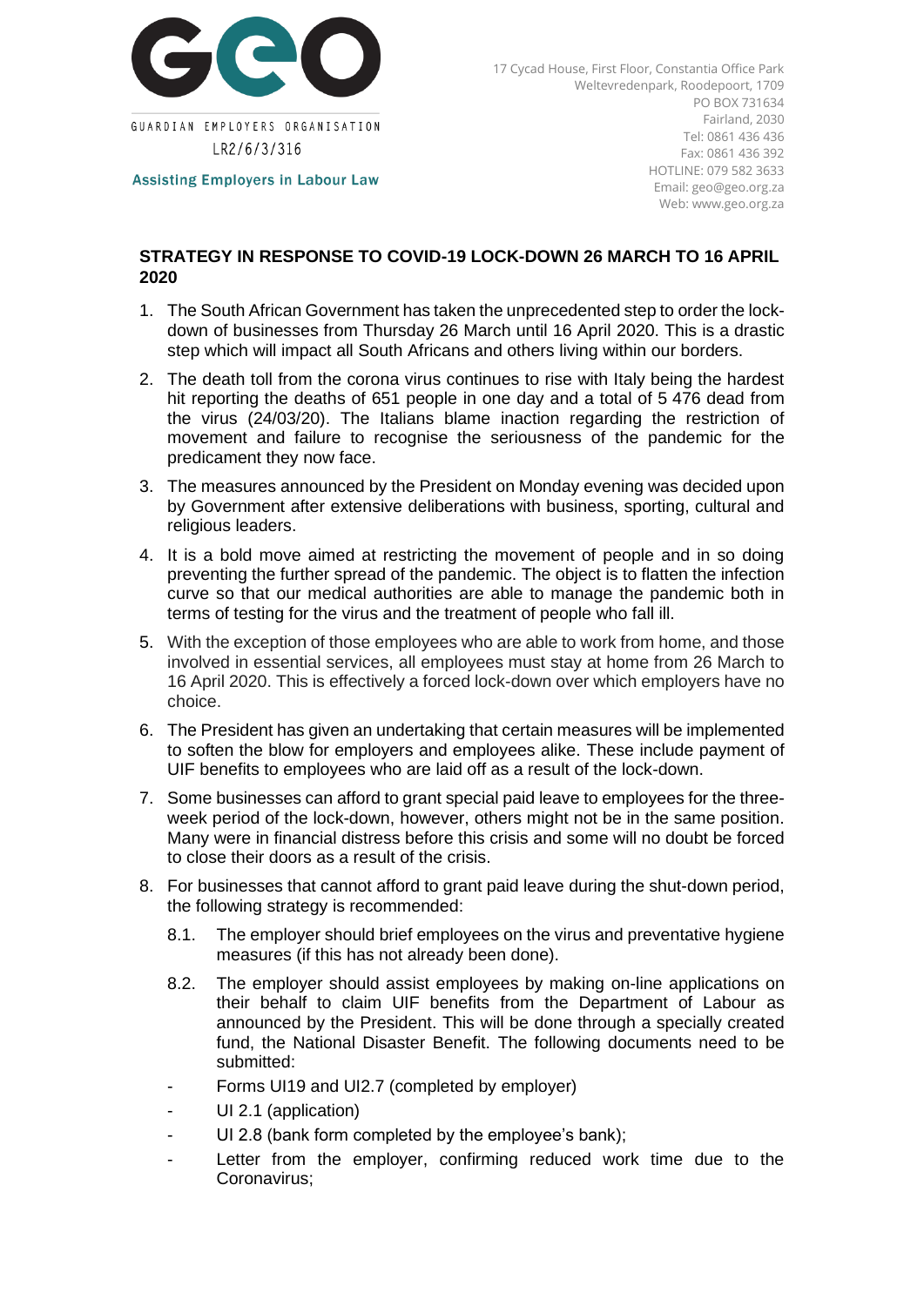GUARDIAN EMPLOYERS ORGANISATION

LR2/6/3/316

**Assisting Employers in Labour Law**

17 Cycad House, First Floor, Constantia Office Park
Weltevredenpark, Roodepoort, 1709
PO BOX 731634
Fairland, 2030
Tel: 0861 436 436
Fax: 0861 436 392
HOTLINE: 079 582 3633
Email: geo@geo.org.za
Web: www.geo.org.za

## STRATEGY IN RESPONSE TO COVID-19 LOCK-DOWN 26 MARCH TO 16 APRIL 2020

1. The South African Government has taken the unprecedented step to order the lock-down of businesses from Thursday 26 March until 16 April 2020. This is a drastic step which will impact all South Africans and others living within our borders.
2. The death toll from the corona virus continues to rise with Italy being the hardest hit reporting the deaths of 651 people in one day and a total of 5 476 dead from the virus (24/03/20). The Italians blame inaction regarding the restriction of movement and failure to recognise the seriousness of the pandemic for the predicament they now face.
3. The measures announced by the President on Monday evening was decided upon by Government after extensive deliberations with business, sporting, cultural and religious leaders.
4. It is a bold move aimed at restricting the movement of people and in so doing preventing the further spread of the pandemic. The object is to flatten the infection curve so that our medical authorities are able to manage the pandemic both in terms of testing for the virus and the treatment of people who fall ill.
5. With the exception of those employees who are able to work from home, and those involved in essential services, all employees must stay at home from 26 March to 16 April 2020. This is effectively a forced lock-down over which employers have no choice.
6. The President has given an undertaking that certain measures will be implemented to soften the blow for employers and employees alike. These include payment of UIF benefits to employees who are laid off as a result of the lock-down.
7. Some businesses can afford to grant special paid leave to employees for the three-week period of the lock-down, however, others might not be in the same position. Many were in financial distress before this crisis and some will no doubt be forced to close their doors as a result of the crisis.
8. For businesses that cannot afford to grant paid leave during the shut-down period, the following strategy is recommended:

    8.1. The employer should brief employees on the virus and preventative hygiene measures (if this has not already been done).

    8.2. The employer should assist employees by making on-line applications on their behalf to claim UIF benefits from the Department of Labour as announced by the President. This will be done through a specially created fund, the National Disaster Benefit. The following documents need to be submitted:

    - Forms UI19 and UI2.7 (completed by employer)
    - UI 2.1 (application)
    - UI 2.8 (bank form completed by the employee's bank);
    - Letter from the employer, confirming reduced work time due to the Coronavirus;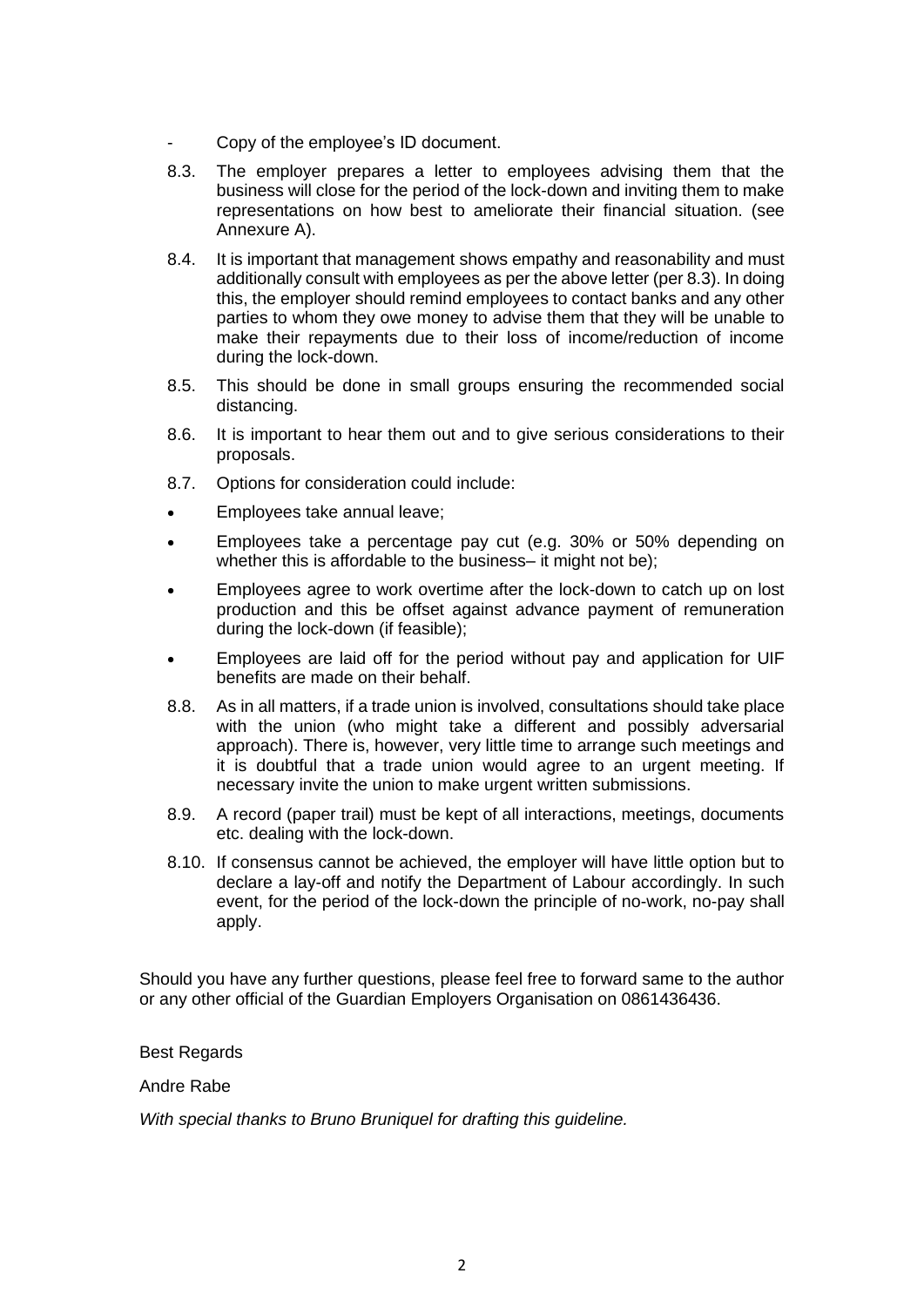- Copy of the employee's ID document.

8.3. The employer prepares a letter to employees advising them that the business will close for the period of the lock-down and inviting them to make representations on how best to ameliorate their financial situation. (see Annexure A).

8.4. It is important that management shows empathy and reasonability and must additionally consult with employees as per the above letter (per 8.3). In doing this, the employer should remind employees to contact banks and any other parties to whom they owe money to advise them that they will be unable to make their repayments due to their loss of income/reduction of income during the lock-down.

8.5. This should be done in small groups ensuring the recommended social distancing.

8.6. It is important to hear them out and to give serious considerations to their proposals.

8.7. Options for consideration could include:

- Employees take annual leave;
- Employees take a percentage pay cut (e.g. 30% or 50% depending on whether this is affordable to the business– it might not be);
- Employees agree to work overtime after the lock-down to catch up on lost production and this be offset against advance payment of remuneration during the lock-down (if feasible);
- Employees are laid off for the period without pay and application for UIF benefits are made on their behalf.

8.8. As in all matters, if a trade union is involved, consultations should take place with the union (who might take a different and possibly adversarial approach). There is, however, very little time to arrange such meetings and it is doubtful that a trade union would agree to an urgent meeting. If necessary invite the union to make urgent written submissions.

8.9. A record (paper trail) must be kept of all interactions, meetings, documents etc. dealing with the lock-down.

8.10. If consensus cannot be achieved, the employer will have little option but to declare a lay-off and notify the Department of Labour accordingly. In such event, for the period of the lock-down the principle of no-work, no-pay shall apply.

Should you have any further questions, please feel free to forward same to the author or any other official of the Guardian Employers Organisation on 0861436436.

Best Regards

Andre Rabe

*With special thanks to Bruno Bruniquel for drafting this guideline.*